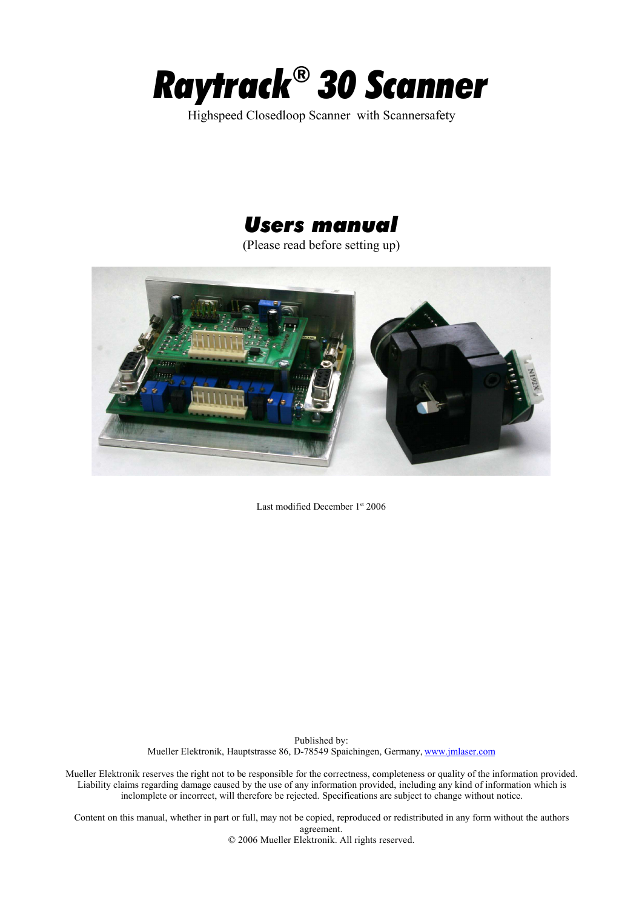# Raytrack® 30 Scanner

Highspeed Closedloop Scanner with Scannersafety

## Users manual

(Please read before setting up)

Last modified December 1st 2006

Published by:
Mueller Elektronik, Hauptstrasse 86, D-78549 Spaichingen, Germany, www.jmlaser.com

Mueller Elektronik reserves the right not to be responsible for the correctness, completeness or quality of the information provided. Liability claims regarding damage caused by the use of any information provided, including any kind of information which is inclomplete or incorrect, will therefore be rejected. Specifications are subject to change without notice.

Content on this manual, whether in part or full, may not be copied, reproduced or redistributed in any form without the authors agreement.
© 2006 Mueller Elektronik. All rights reserved.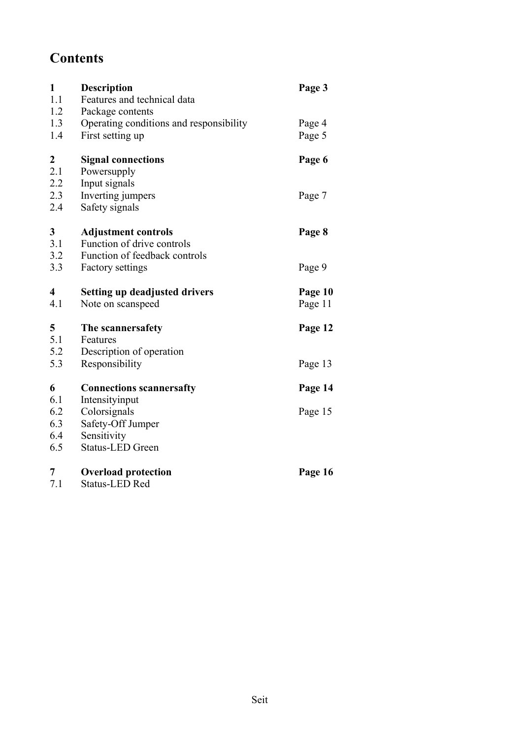# Contents

| | | |
|---|---|---|
| **1** | **Description** | **Page 3** |
| 1.1 | Features and technical data | |
| 1.2 | Package contents | |
| 1.3 | Operating conditions and responsibility | Page 4 |
| 1.4 | First setting up | Page 5 |
| **2** | **Signal connections** | **Page 6** |
| 2.1 | Powersupply | |
| 2.2 | Input signals | |
| 2.3 | Inverting jumpers | Page 7 |
| 2.4 | Safety signals | |
| **3** | **Adjustment controls** | **Page 8** |
| 3.1 | Function of drive controls | |
| 3.2 | Function of feedback controls | |
| 3.3 | Factory settings | Page 9 |
| **4** | **Setting up deadjusted drivers** | **Page 10** |
| 4.1 | Note on scanspeed | Page 11 |
| **5** | **The scannersafety** | **Page 12** |
| 5.1 | Features | |
| 5.2 | Description of operation | |
| 5.3 | Responsibility | Page 13 |
| **6** | **Connections scannersafty** | **Page 14** |
| 6.1 | Intensityinput | |
| 6.2 | Colorsignals | Page 15 |
| 6.3 | Safety-Off Jumper | |
| 6.4 | Sensitivity | |
| 6.5 | Status-LED Green | |
| **7** | **Overload protection** | **Page 16** |
| 7.1 | Status-LED Red | |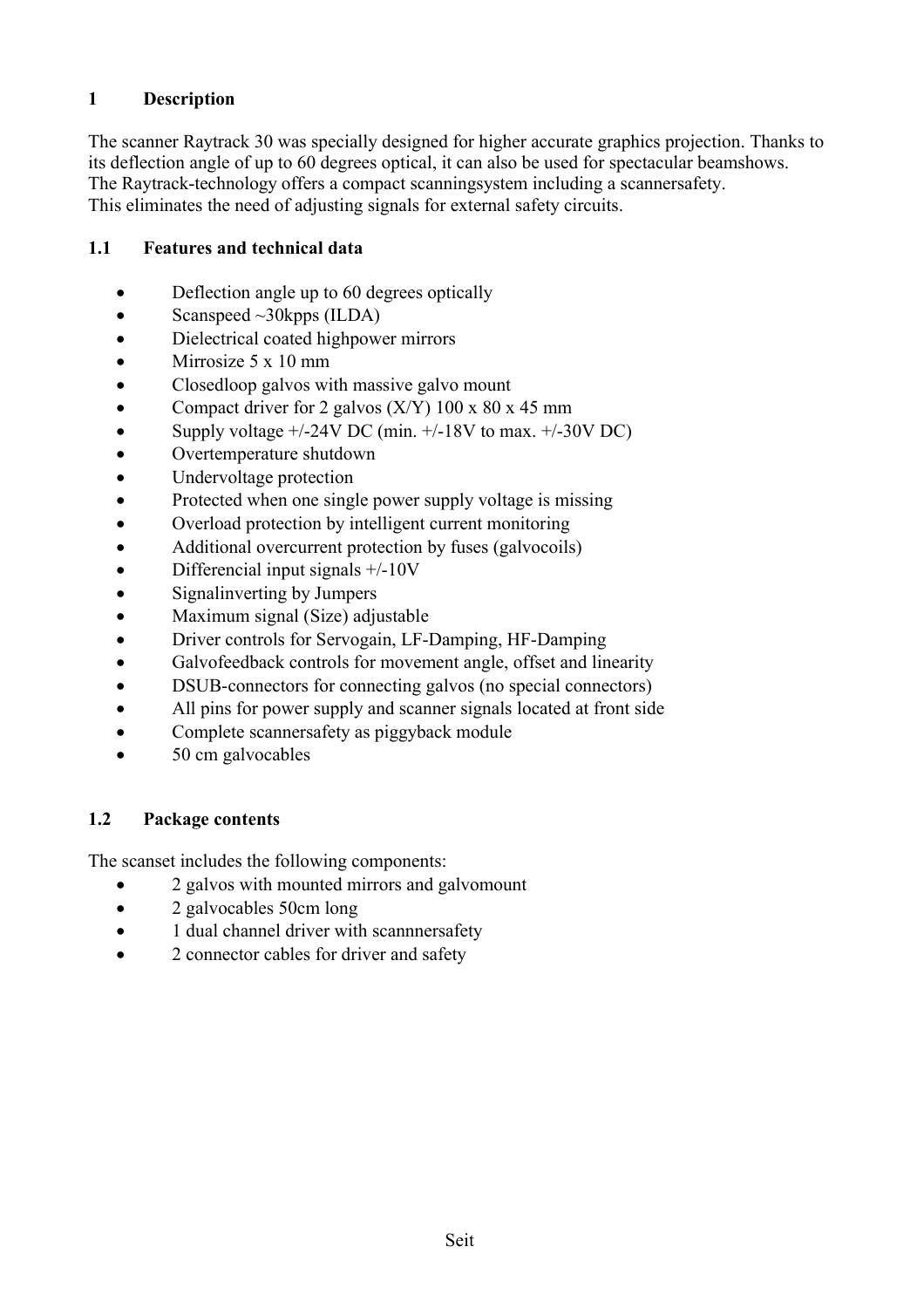# 1 Description

The scanner Raytrack 30 was specially designed for higher accurate graphics projection. Thanks to its deflection angle of up to 60 degrees optical, it can also be used for spectacular beamshows.
The Raytrack-technology offers a compact scanningsystem including a scannersafety.
This eliminates the need of adjusting signals for external safety circuits.

## 1.1 Features and technical data

- Deflection angle up to 60 degrees optically
- Scanspeed ~30kpps (ILDA)
- Dielectrical coated highpower mirrors
- Mirrosize 5 x 10 mm
- Closedloop galvos with massive galvo mount
- Compact driver for 2 galvos (X/Y) 100 x 80 x 45 mm
- Supply voltage +/-24V DC (min. +/-18V to max. +/-30V DC)
- Overtemperature shutdown
- Undervoltage protection
- Protected when one single power supply voltage is missing
- Overload protection by intelligent current monitoring
- Additional overcurrent protection by fuses (galvocoils)
- Differencial input signals +/-10V
- Signalinverting by Jumpers
- Maximum signal (Size) adjustable
- Driver controls for Servogain, LF-Damping, HF-Damping
- Galvofeedback controls for movement angle, offset and linearity
- DSUB-connectors for connecting galvos (no special connectors)
- All pins for power supply and scanner signals located at front side
- Complete scannersafety as piggyback module
- 50 cm galvocables

## 1.2 Package contents

The scanset includes the following components:

- 2 galvos with mounted mirrors and galvomount
- 2 galvocables 50cm long
- 1 dual channel driver with scannnersafety
- 2 connector cables for driver and safety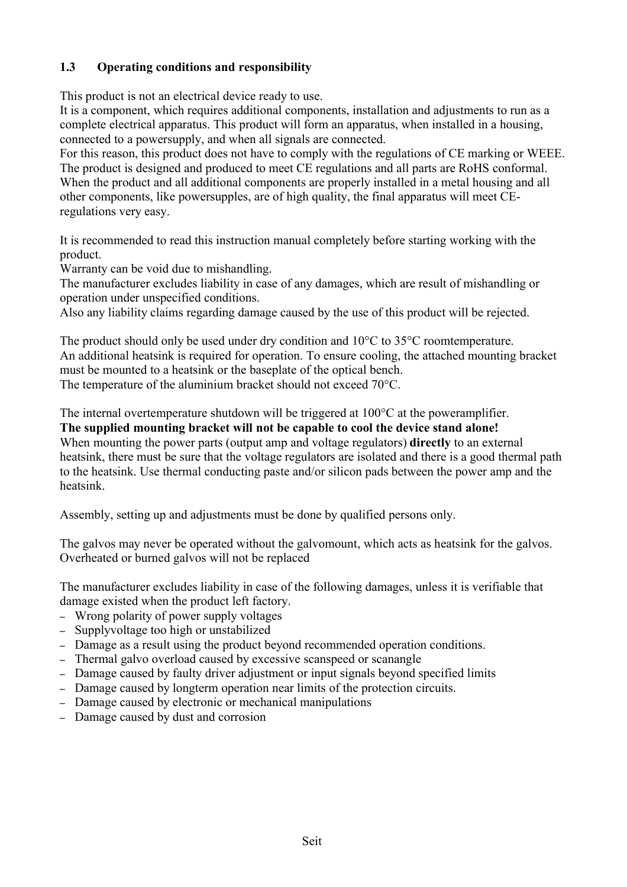## 1.3 Operating conditions and responsibility

This product is not an electrical device ready to use.
It is a component, which requires additional components, installation and adjustments to run as a complete electrical apparatus. This product will form an apparatus, when installed in a housing, connected to a powersupply, and when all signals are connected.
For this reason, this product does not have to comply with the regulations of CE marking or WEEE. The product is designed and produced to meet CE regulations and all parts are RoHS conformal. When the product and all additional components are properly installed in a metal housing and all other components, like powersupples, are of high quality, the final apparatus will meet CE-regulations very easy.

It is recommended to read this instruction manual completely before starting working with the product.
Warranty can be void due to mishandling.
The manufacturer excludes liability in case of any damages, which are result of mishandling or operation under unspecified conditions.
Also any liability claims regarding damage caused by the use of this product will be rejected.

The product should only be used under dry condition and 10°C to 35°C roomtemperature.
An additional heatsink is required for operation. To ensure cooling, the attached mounting bracket must be mounted to a heatsink or the baseplate of the optical bench.
The temperature of the aluminium bracket should not exceed 70°C.

The internal overtemperature shutdown will be triggered at 100°C at the poweramplifier.
**The supplied mounting bracket will not be capable to cool the device stand alone!**
When mounting the power parts (output amp and voltage regulators) **directly** to an external heatsink, there must be sure that the voltage regulators are isolated and there is a good thermal path to the heatsink. Use thermal conducting paste and/or silicon pads between the power amp and the heatsink.

Assembly, setting up and adjustments must be done by qualified persons only.

The galvos may never be operated without the galvomount, which acts as heatsink for the galvos. Overheated or burned galvos will not be replaced

The manufacturer excludes liability in case of the following damages, unless it is verifiable that damage existed when the product left factory.

- Wrong polarity of power supply voltages
- Supplyvoltage too high or unstabilized
- Damage as a result using the product beyond recommended operation conditions.
- Thermal galvo overload caused by excessive scanspeed or scanangle
- Damage caused by faulty driver adjustment or input signals beyond specified limits
- Damage caused by longterm operation near limits of the protection circuits.
- Damage caused by electronic or mechanical manipulations
- Damage caused by dust and corrosion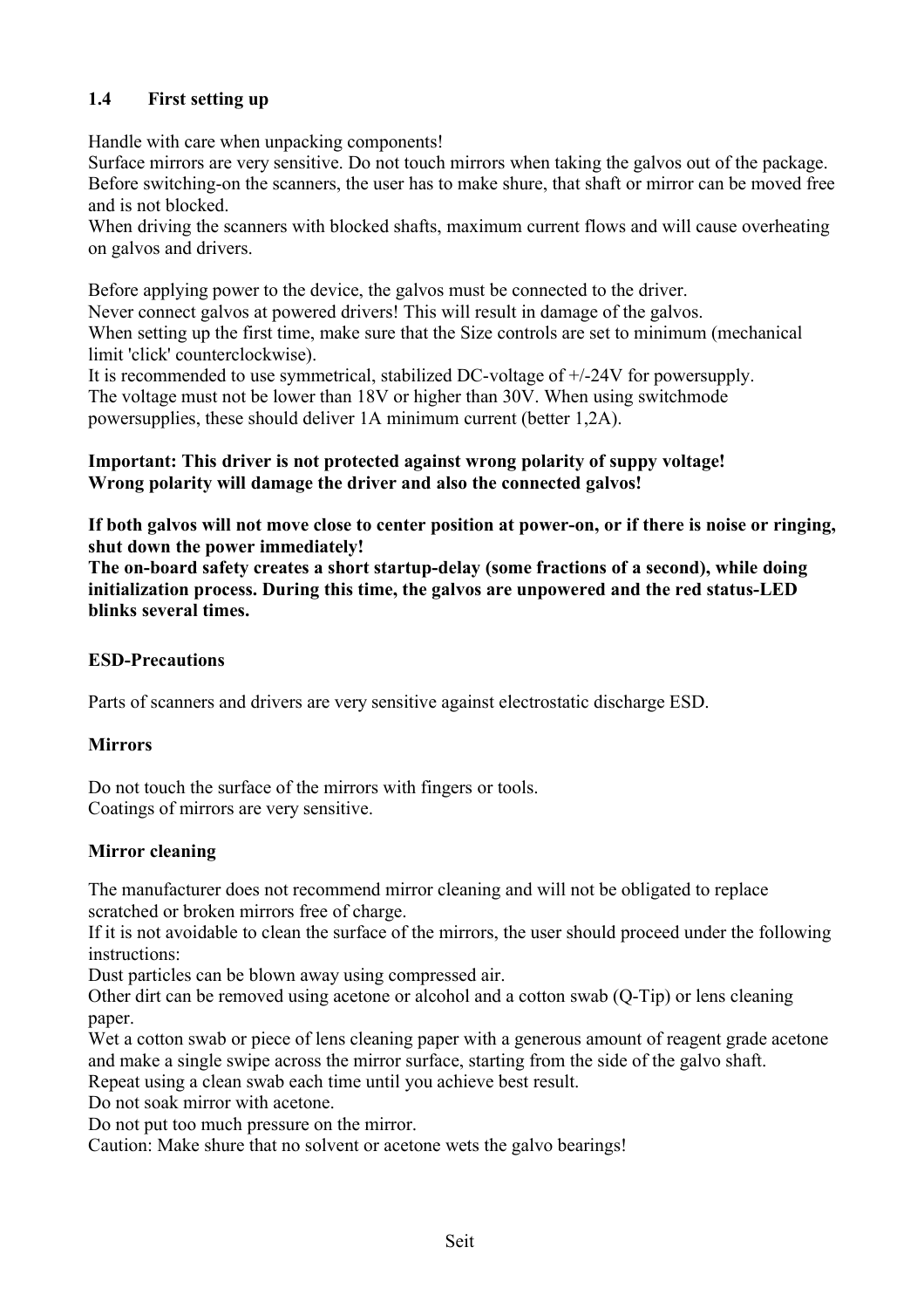### 1.4 First setting up

Handle with care when unpacking components!
Surface mirrors are very sensitive. Do not touch mirrors when taking the galvos out of the package.
Before switching-on the scanners, the user has to make shure, that shaft or mirror can be moved free and is not blocked.
When driving the scanners with blocked shafts, maximum current flows and will cause overheating on galvos and drivers.

Before applying power to the device, the galvos must be connected to the driver.
Never connect galvos at powered drivers! This will result in damage of the galvos.
When setting up the first time, make sure that the Size controls are set to minimum (mechanical limit 'click' counterclockwise).
It is recommended to use symmetrical, stabilized DC-voltage of +/-24V for powersupply.
The voltage must not be lower than 18V or higher than 30V. When using switchmode powersupplies, these should deliver 1A minimum current (better 1,2A).

**Important: This driver is not protected against wrong polarity of suppy voltage!**
**Wrong polarity will damage the driver and also the connected galvos!**

**If both galvos will not move close to center position at power-on, or if there is noise or ringing, shut down the power immediately!**
**The on-board safety creates a short startup-delay (some fractions of a second), while doing initialization process. During this time, the galvos are unpowered and the red status-LED blinks several times.**

**ESD-Precautions**

Parts of scanners and drivers are very sensitive against electrostatic discharge ESD.

**Mirrors**

Do not touch the surface of the mirrors with fingers or tools.
Coatings of mirrors are very sensitive.

**Mirror cleaning**

The manufacturer does not recommend mirror cleaning and will not be obligated to replace scratched or broken mirrors free of charge.
If it is not avoidable to clean the surface of the mirrors, the user should proceed under the following instructions:
Dust particles can be blown away using compressed air.
Other dirt can be removed using acetone or alcohol and a cotton swab (Q-Tip) or lens cleaning paper.
Wet a cotton swab or piece of lens cleaning paper with a generous amount of reagent grade acetone and make a single swipe across the mirror surface, starting from the side of the galvo shaft.
Repeat using a clean swab each time until you achieve best result.
Do not soak mirror with acetone.
Do not put too much pressure on the mirror.
Caution: Make shure that no solvent or acetone wets the galvo bearings!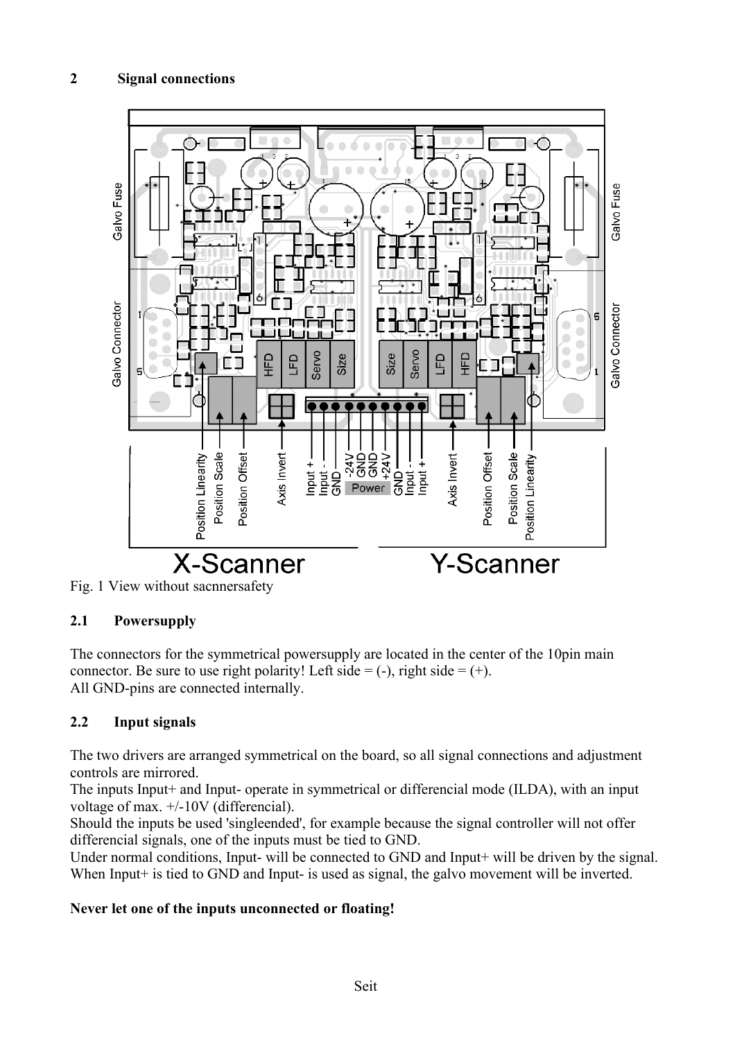## 2 Signal connections

Fig. 1 View without sacnnersafety

### 2.1 Powersupply

The connectors for the symmetrical powersupply are located in the center of the 10pin main connector. Be sure to use right polarity! Left side = (-), right side = (+).
All GND-pins are connected internally.

### 2.2 Input signals

The two drivers are arranged symmetrical on the board, so all signal connections and adjustment controls are mirrored.
The inputs Input+ and Input- operate in symmetrical or differencial mode (ILDA), with an input voltage of max. +/-10V (differencial).
Should the inputs be used 'singleended', for example because the signal controller will not offer differencial signals, one of the inputs must be tied to GND.
Under normal conditions, Input- will be connected to GND and Input+ will be driven by the signal.
When Input+ is tied to GND and Input- is used as signal, the galvo movement will be inverted.

**Never let one of the inputs unconnected or floating!**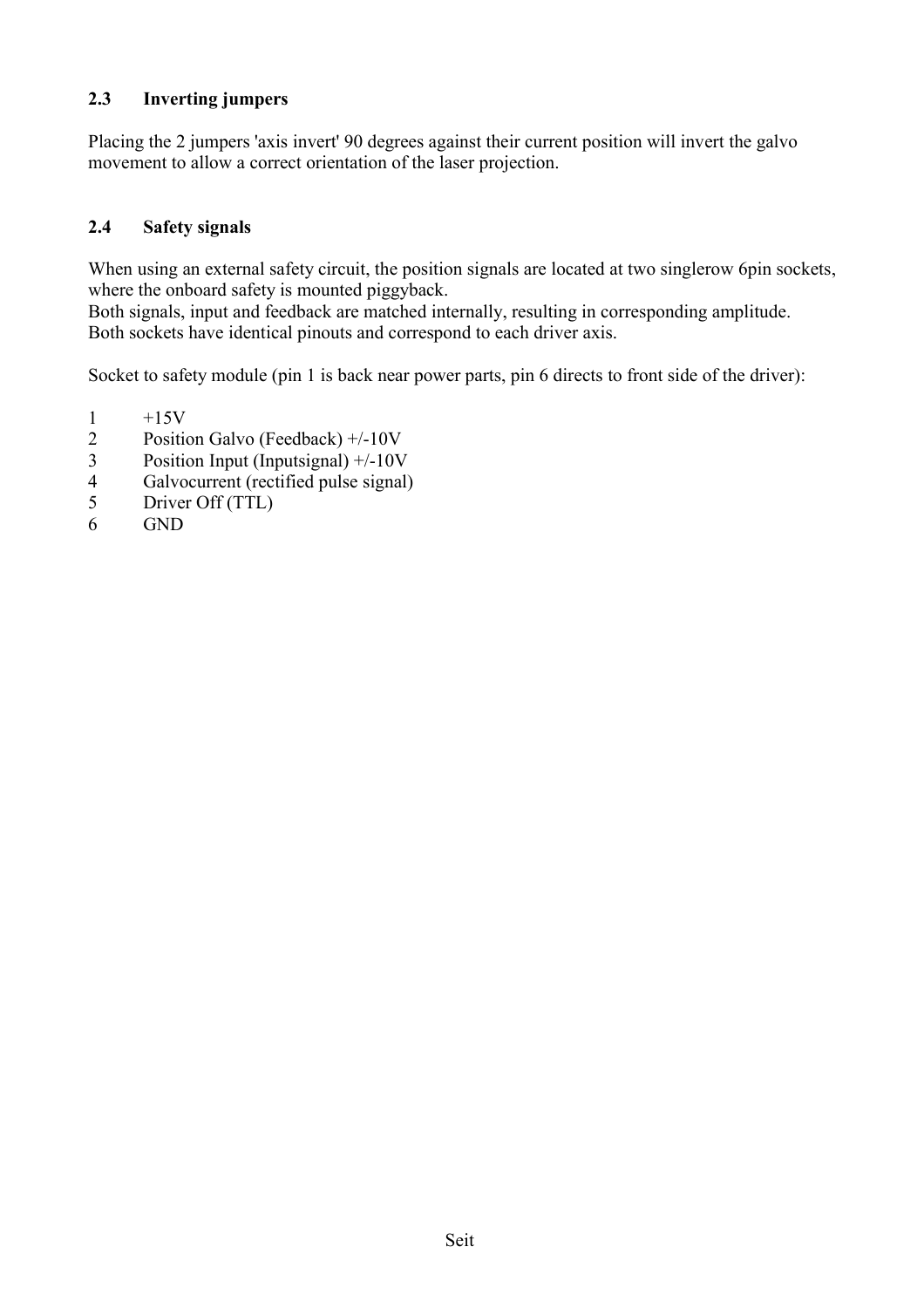### 2.3 Inverting jumpers

Placing the 2 jumpers 'axis invert' 90 degrees against their current position will invert the galvo movement to allow a correct orientation of the laser projection.

### 2.4 Safety signals

When using an external safety circuit, the position signals are located at two singlerow 6pin sockets, where the onboard safety is mounted piggyback.
Both signals, input and feedback are matched internally, resulting in corresponding amplitude.
Both sockets have identical pinouts and correspond to each driver axis.

Socket to safety module (pin 1 is back near power parts, pin 6 directs to front side of the driver):

1 +15V
2 Position Galvo (Feedback) +/-10V
3 Position Input (Inputsignal) +/-10V
4 Galvocurrent (rectified pulse signal)
5 Driver Off (TTL)
6 GND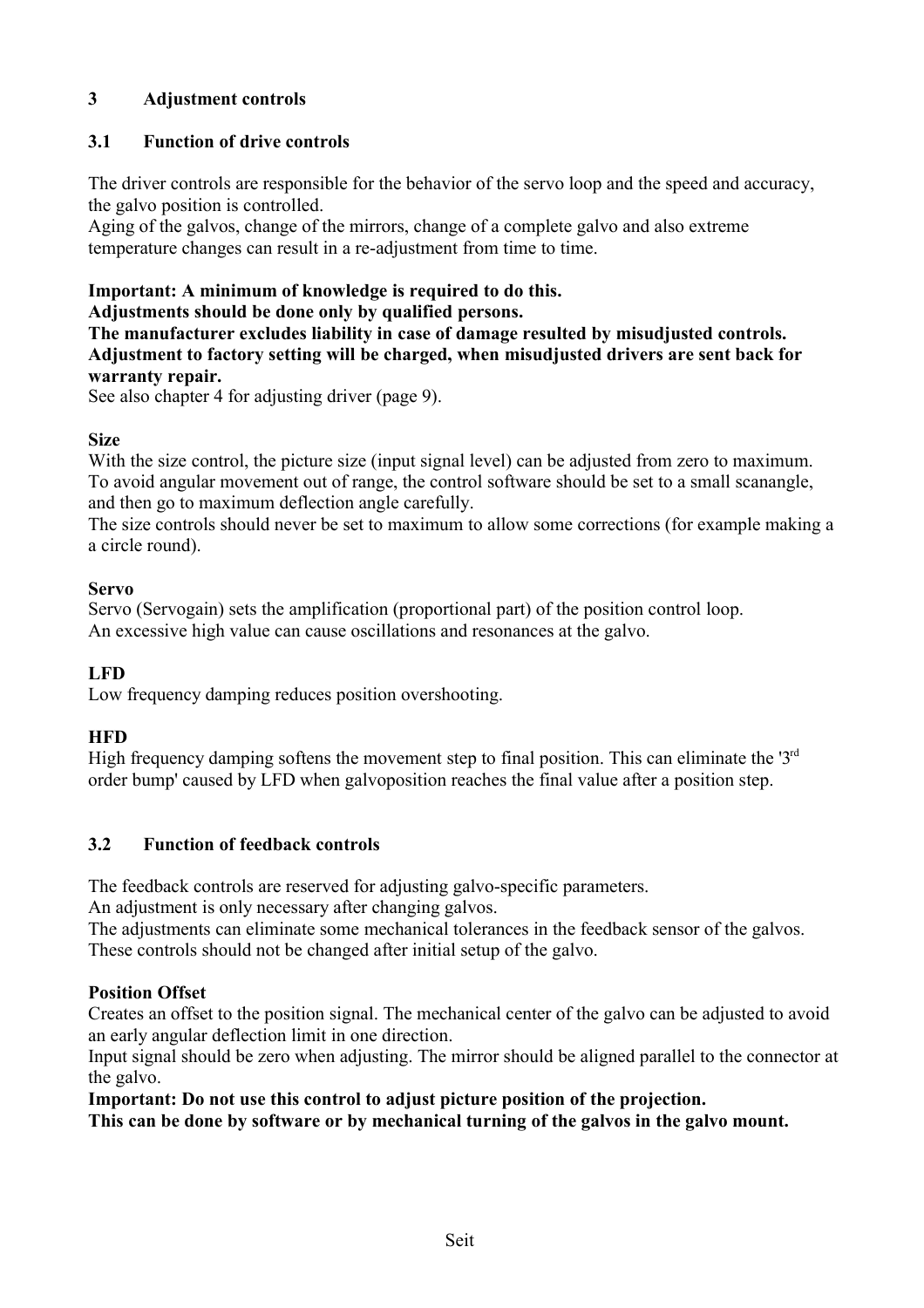# 3 Adjustment controls

## 3.1 Function of drive controls

The driver controls are responsible for the behavior of the servo loop and the speed and accuracy, the galvo position is controlled.
Aging of the galvos, change of the mirrors, change of a complete galvo and also extreme temperature changes can result in a re-adjustment from time to time.

**Important: A minimum of knowledge is required to do this.**
**Adjustments should be done only by qualified persons.**
**The manufacturer excludes liability in case of damage resulted by misudjusted controls.**
**Adjustment to factory setting will be charged, when misudjusted drivers are sent back for warranty repair.**
See also chapter 4 for adjusting driver (page 9).

**Size**
With the size control, the picture size (input signal level) can be adjusted from zero to maximum. To avoid angular movement out of range, the control software should be set to a small scanangle, and then go to maximum deflection angle carefully.
The size controls should never be set to maximum to allow some corrections (for example making a a circle round).

**Servo**
Servo (Servogain) sets the amplification (proportional part) of the position control loop.
An excessive high value can cause oscillations and resonances at the galvo.

**LFD**
Low frequency damping reduces position overshooting.

**HFD**
High frequency damping softens the movement step to final position. This can eliminate the '3rd order bump' caused by LFD when galvoposition reaches the final value after a position step.

## 3.2 Function of feedback controls

The feedback controls are reserved for adjusting galvo-specific parameters.
An adjustment is only necessary after changing galvos.
The adjustments can eliminate some mechanical tolerances in the feedback sensor of the galvos.
These controls should not be changed after initial setup of the galvo.

**Position Offset**
Creates an offset to the position signal. The mechanical center of the galvo can be adjusted to avoid an early angular deflection limit in one direction.
Input signal should be zero when adjusting. The mirror should be aligned parallel to the connector at the galvo.
**Important: Do not use this control to adjust picture position of the projection.**
**This can be done by software or by mechanical turning of the galvos in the galvo mount.**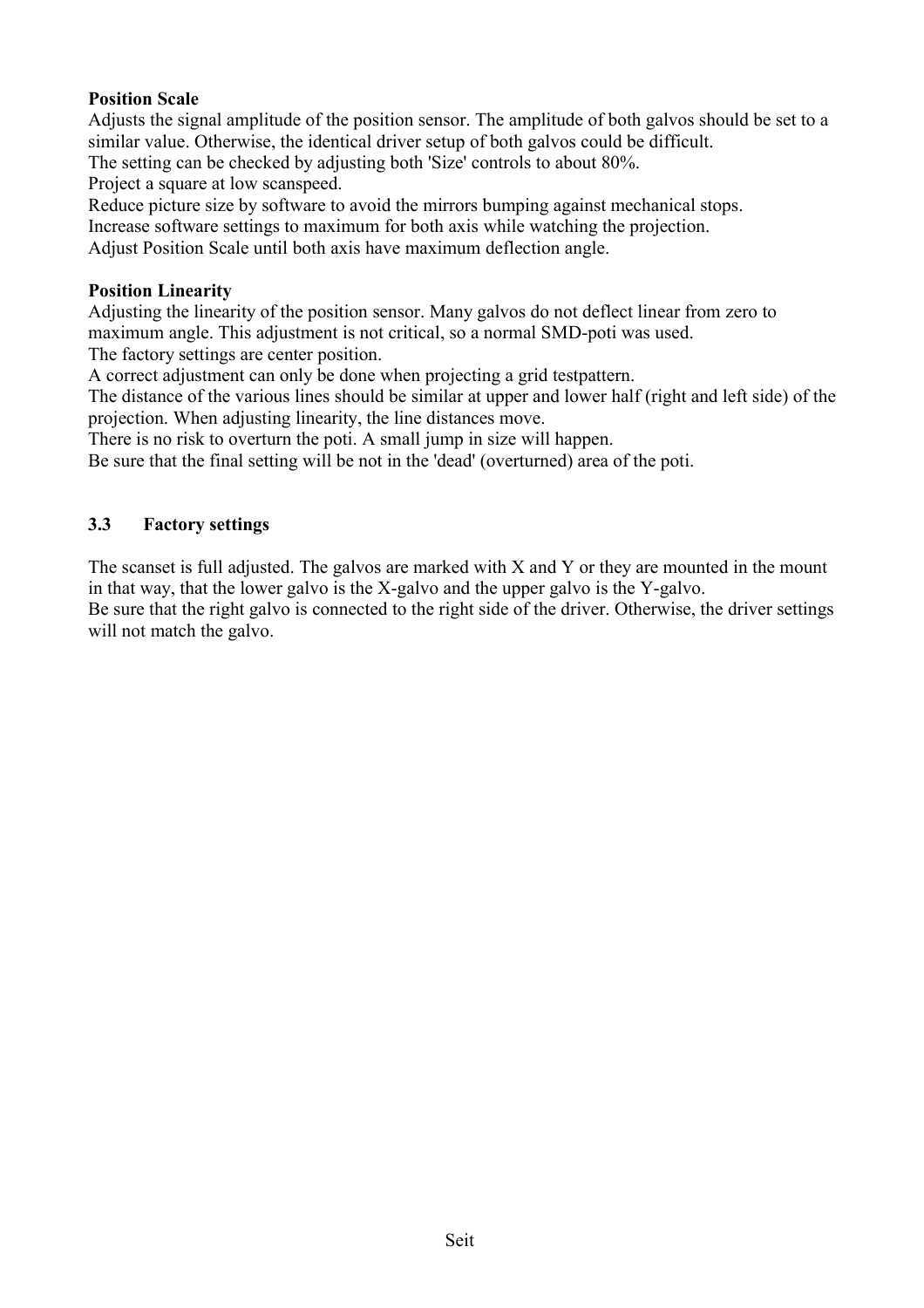**Position Scale**
Adjusts the signal amplitude of the position sensor. The amplitude of both galvos should be set to a similar value. Otherwise, the identical driver setup of both galvos could be difficult.
The setting can be checked by adjusting both 'Size' controls to about 80%.
Project a square at low scanspeed.
Reduce picture size by software to avoid the mirrors bumping against mechanical stops.
Increase software settings to maximum for both axis while watching the projection.
Adjust Position Scale until both axis have maximum deflection angle.

**Position Linearity**
Adjusting the linearity of the position sensor. Many galvos do not deflect linear from zero to maximum angle. This adjustment is not critical, so a normal SMD-poti was used.
The factory settings are center position.
A correct adjustment can only be done when projecting a grid testpattern.
The distance of the various lines should be similar at upper and lower half (right and left side) of the projection. When adjusting linearity, the line distances move.
There is no risk to overturn the poti. A small jump in size will happen.
Be sure that the final setting will be not in the 'dead' (overturned) area of the poti.

## 3.3 Factory settings

The scanset is full adjusted. The galvos are marked with X and Y or they are mounted in the mount in that way, that the lower galvo is the X-galvo and the upper galvo is the Y-galvo.
Be sure that the right galvo is connected to the right side of the driver. Otherwise, the driver settings will not match the galvo.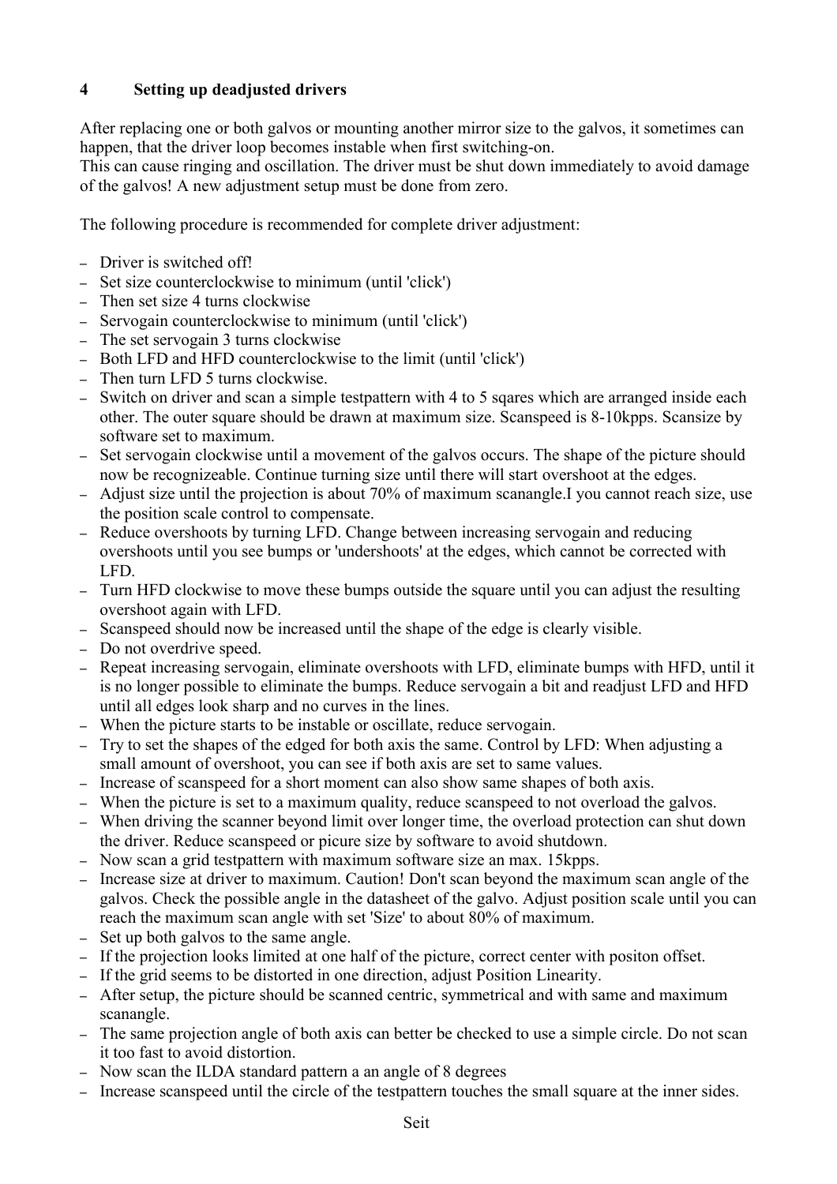## 4 Setting up deadjusted drivers

After replacing one or both galvos or mounting another mirror size to the galvos, it sometimes can happen, that the driver loop becomes instable when first switching-on.
This can cause ringing and oscillation. The driver must be shut down immediately to avoid damage of the galvos! A new adjustment setup must be done from zero.

The following procedure is recommended for complete driver adjustment:

- Driver is switched off!
- Set size counterclockwise to minimum (until 'click')
- Then set size 4 turns clockwise
- Servogain counterclockwise to minimum (until 'click')
- The set servogain 3 turns clockwise
- Both LFD and HFD counterclockwise to the limit (until 'click')
- Then turn LFD 5 turns clockwise.
- Switch on driver and scan a simple testpattern with 4 to 5 sqares which are arranged inside each other. The outer square should be drawn at maximum size. Scanspeed is 8-10kpps. Scansize by software set to maximum.
- Set servogain clockwise until a movement of the galvos occurs. The shape of the picture should now be recognizeable. Continue turning size until there will start overshoot at the edges.
- Adjust size until the projection is about 70% of maximum scanangle.I you cannot reach size, use the position scale control to compensate.
- Reduce overshoots by turning LFD. Change between increasing servogain and reducing overshoots until you see bumps or 'undershoots' at the edges, which cannot be corrected with LFD.
- Turn HFD clockwise to move these bumps outside the square until you can adjust the resulting overshoot again with LFD.
- Scanspeed should now be increased until the shape of the edge is clearly visible.
- Do not overdrive speed.
- Repeat increasing servogain, eliminate overshoots with LFD, eliminate bumps with HFD, until it is no longer possible to eliminate the bumps. Reduce servogain a bit and readjust LFD and HFD until all edges look sharp and no curves in the lines.
- When the picture starts to be instable or oscillate, reduce servogain.
- Try to set the shapes of the edged for both axis the same. Control by LFD: When adjusting a small amount of overshoot, you can see if both axis are set to same values.
- Increase of scanspeed for a short moment can also show same shapes of both axis.
- When the picture is set to a maximum quality, reduce scanspeed to not overload the galvos.
- When driving the scanner beyond limit over longer time, the overload protection can shut down the driver. Reduce scanspeed or picure size by software to avoid shutdown.
- Now scan a grid testpattern with maximum software size an max. 15kpps.
- Increase size at driver to maximum. Caution! Don't scan beyond the maximum scan angle of the galvos. Check the possible angle in the datasheet of the galvo. Adjust position scale until you can reach the maximum scan angle with set 'Size' to about 80% of maximum.
- Set up both galvos to the same angle.
- If the projection looks limited at one half of the picture, correct center with positon offset.
- If the grid seems to be distorted in one direction, adjust Position Linearity.
- After setup, the picture should be scanned centric, symmetrical and with same and maximum scanangle.
- The same projection angle of both axis can better be checked to use a simple circle. Do not scan it too fast to avoid distortion.
- Now scan the ILDA standard pattern a an angle of 8 degrees
- Increase scanspeed until the circle of the testpattern touches the small square at the inner sides.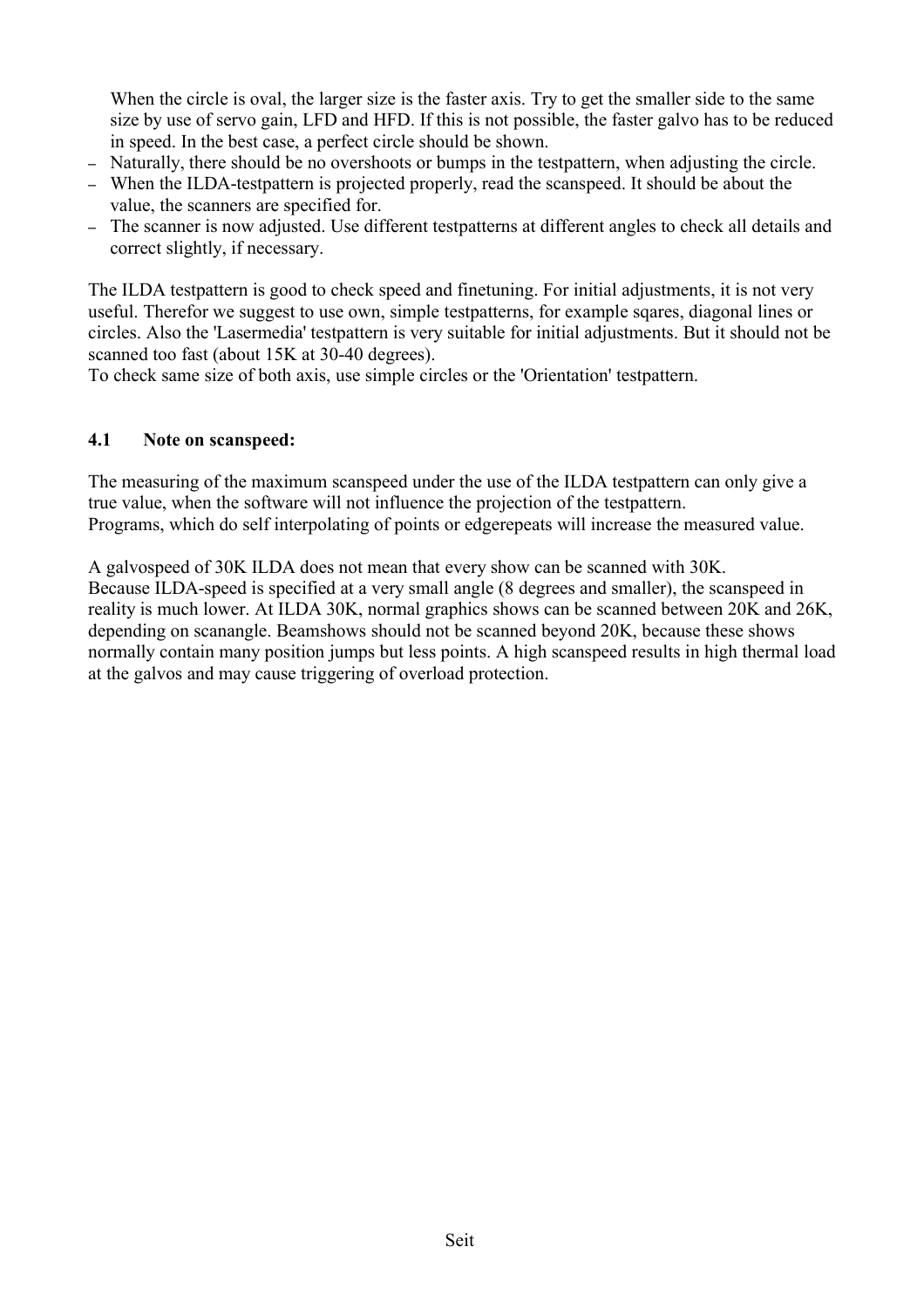When the circle is oval, the larger size is the faster axis. Try to get the smaller side to the same size by use of servo gain, LFD and HFD. If this is not possible, the faster galvo has to be reduced in speed. In the best case, a perfect circle should be shown.

- Naturally, there should be no overshoots or bumps in the testpattern, when adjusting the circle.
- When the ILDA-testpattern is projected properly, read the scanspeed. It should be about the value, the scanners are specified for.
- The scanner is now adjusted. Use different testpatterns at different angles to check all details and correct slightly, if necessary.

The ILDA testpattern is good to check speed and finetuning. For initial adjustments, it is not very useful. Therefor we suggest to use own, simple testpatterns, for example sqares, diagonal lines or circles. Also the 'Lasermedia' testpattern is very suitable for initial adjustments. But it should not be scanned too fast (about 15K at 30-40 degrees).
To check same size of both axis, use simple circles or the 'Orientation' testpattern.

### 4.1 Note on scanspeed:

The measuring of the maximum scanspeed under the use of the ILDA testpattern can only give a true value, when the software will not influence the projection of the testpattern.
Programs, which do self interpolating of points or edgerepeats will increase the measured value.

A galvospeed of 30K ILDA does not mean that every show can be scanned with 30K.
Because ILDA-speed is specified at a very small angle (8 degrees and smaller), the scanspeed in reality is much lower. At ILDA 30K, normal graphics shows can be scanned between 20K and 26K, depending on scanangle. Beamshows should not be scanned beyond 20K, because these shows normally contain many position jumps but less points. A high scanspeed results in high thermal load at the galvos and may cause triggering of overload protection.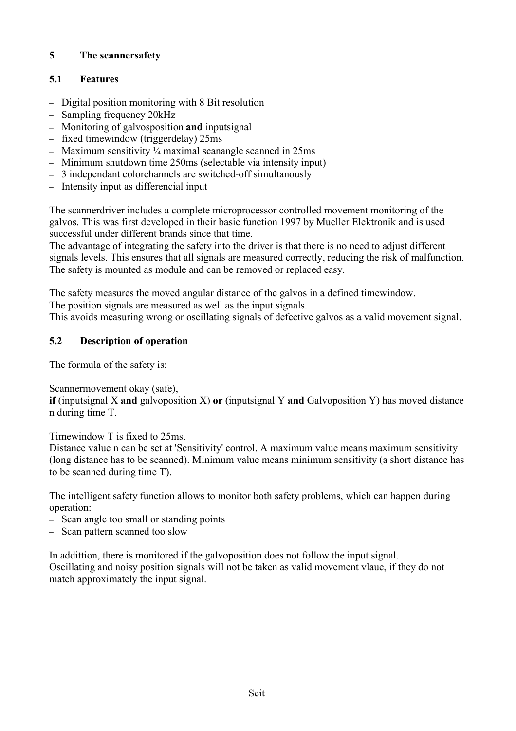## 5 The scannersafety

### 5.1 Features

- Digital position monitoring with 8 Bit resolution
- Sampling frequency 20kHz
- Monitoring of galvosposition **and** inputsignal
- fixed timewindow (triggerdelay) 25ms
- Maximum sensitivity ¼ maximal scanangle scanned in 25ms
- Minimum shutdown time 250ms (selectable via intensity input)
- 3 independant colorchannels are switched-off simultanously
- Intensity input as differencial input

The scannerdriver includes a complete microprocessor controlled movement monitoring of the galvos. This was first developed in their basic function 1997 by Mueller Elektronik and is used successful under different brands since that time.
The advantage of integrating the safety into the driver is that there is no need to adjust different signals levels. This ensures that all signals are measured correctly, reducing the risk of malfunction. The safety is mounted as module and can be removed or replaced easy.

The safety measures the moved angular distance of the galvos in a defined timewindow.
The position signals are measured as well as the input signals.
This avoids measuring wrong or oscillating signals of defective galvos as a valid movement signal.

### 5.2 Description of operation

The formula of the safety is:

Scannermovement okay (safe),
**if** (inputsignal X **and** galvoposition X) **or** (inputsignal Y **and** Galvoposition Y) has moved distance n during time T.

Timewindow T is fixed to 25ms.
Distance value n can be set at 'Sensitivity' control. A maximum value means maximum sensitivity (long distance has to be scanned). Minimum value means minimum sensitivity (a short distance has to be scanned during time T).

The intelligent safety function allows to monitor both safety problems, which can happen during operation:
- Scan angle too small or standing points
- Scan pattern scanned too slow

In addittion, there is monitored if the galvoposition does not follow the input signal.
Oscillating and noisy position signals will not be taken as valid movement vlaue, if they do not match approximately the input signal.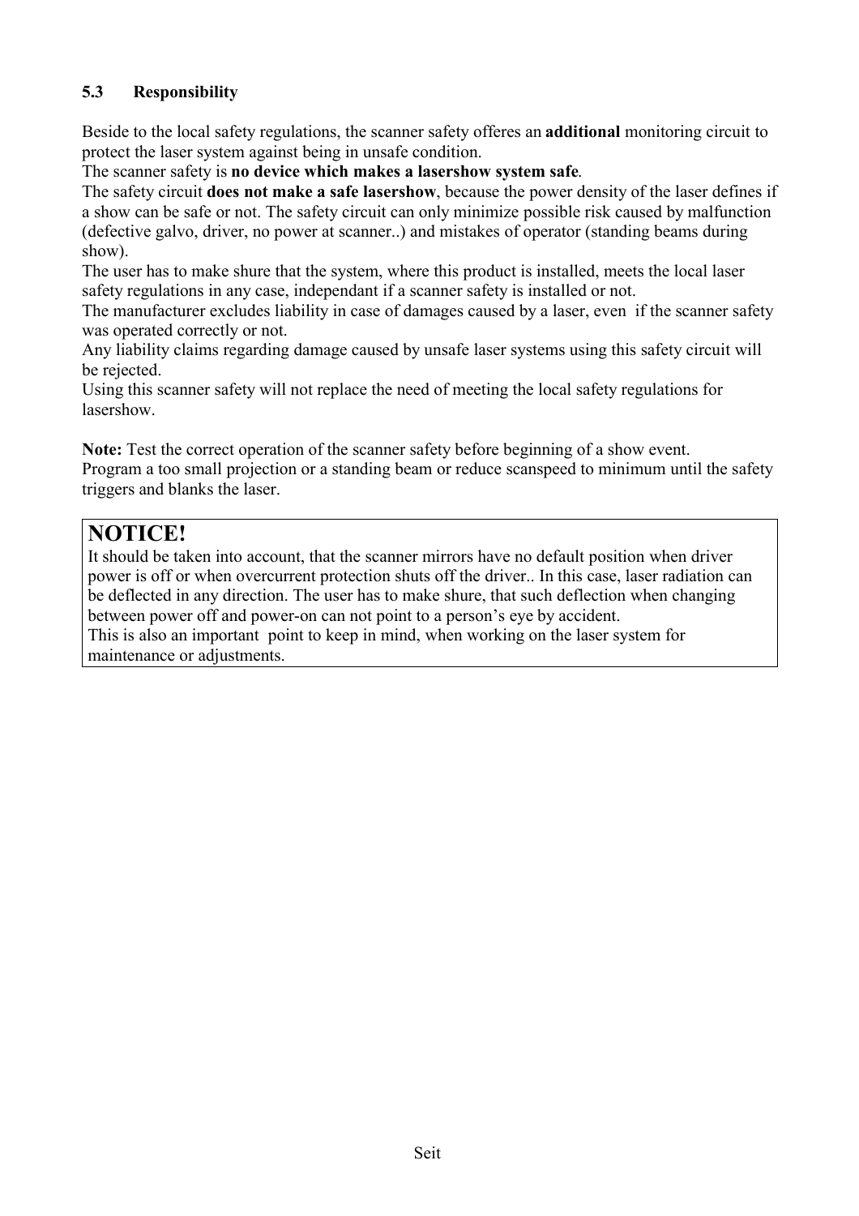### 5.3 Responsibility

Beside to the local safety regulations, the scanner safety offeres an **additional** monitoring circuit to protect the laser system against being in unsafe condition.
The scanner safety is **no device which makes a lasershow system safe**.
The safety circuit **does not make a safe lasershow**, because the power density of the laser defines if a show can be safe or not. The safety circuit can only minimize possible risk caused by malfunction (defective galvo, driver, no power at scanner..) and mistakes of operator (standing beams during show).
The user has to make shure that the system, where this product is installed, meets the local laser safety regulations in any case, independant if a scanner safety is installed or not.
The manufacturer excludes liability in case of damages caused by a laser, even if the scanner safety was operated correctly or not.
Any liability claims regarding damage caused by unsafe laser systems using this safety circuit will be rejected.
Using this scanner safety will not replace the need of meeting the local safety regulations for lasershow.

**Note:** Test the correct operation of the scanner safety before beginning of a show event.
Program a too small projection or a standing beam or reduce scanspeed to minimum until the safety triggers and blanks the laser.

## NOTICE!

It should be taken into account, that the scanner mirrors have no default position when driver power is off or when overcurrent protection shuts off the driver.. In this case, laser radiation can be deflected in any direction. The user has to make shure, that such deflection when changing between power off and power-on can not point to a person's eye by accident.
This is also an important point to keep in mind, when working on the laser system for maintenance or adjustments.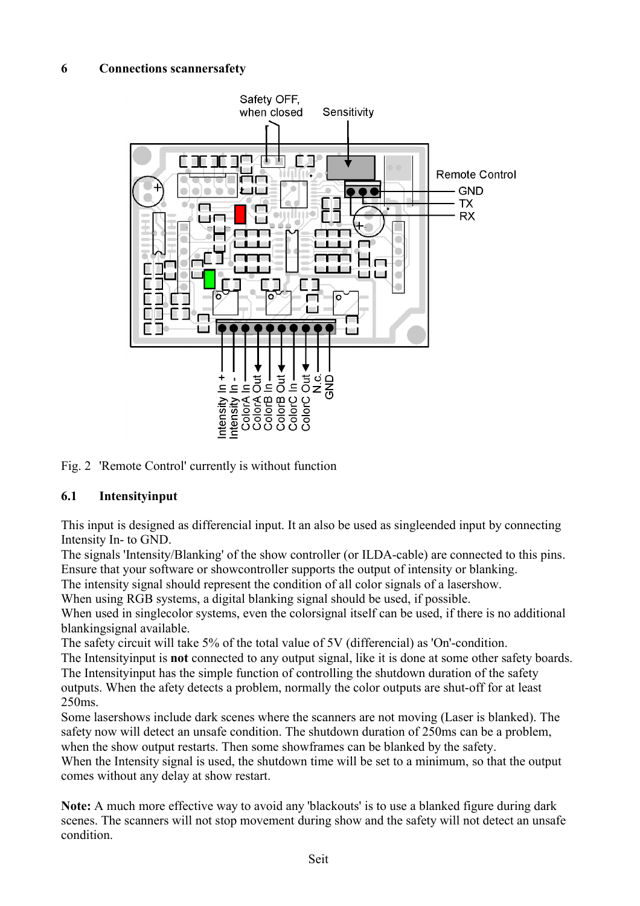## 6 Connections scannersafety

Safety OFF, when closed

Sensitivity

Remote Control

GND

TX

RX

Intensity In +
Intensity In -
ColorA In
ColorA Out
ColorB In
ColorB Out
ColorC In
ColorC Out
N.c.
GND

Fig. 2 'Remote Control' currently is without function

### 6.1 Intensityinput

This input is designed as differencial input. It an also be used as singleended input by connecting Intensity In- to GND.
The signals 'Intensity/Blanking' of the show controller (or ILDA-cable) are connected to this pins. Ensure that your software or showcontroller supports the output of intensity or blanking.
The intensity signal should represent the condition of all color signals of a lasershow.
When using RGB systems, a digital blanking signal should be used, if possible.
When used in singlecolor systems, even the colorsignal itself can be used, if there is no additional blankingsignal available.
The safety circuit will take 5% of the total value of 5V (differencial) as 'On'-condition.
The Intensityinput is **not** connected to any output signal, like it is done at some other safety boards.
The Intensityinput has the simple function of controlling the shutdown duration of the safety outputs. When the afety detects a problem, normally the color outputs are shut-off for at least 250ms.
Some lasershows include dark scenes where the scanners are not moving (Laser is blanked). The safety now will detect an unsafe condition. The shutdown duration of 250ms can be a problem, when the show output restarts. Then some showframes can be blanked by the safety.
When the Intensity signal is used, the shutdown time will be set to a minimum, so that the output comes without any delay at show restart.

**Note:** A much more effective way to avoid any 'blackouts' is to use a blanked figure during dark scenes. The scanners will not stop movement during show and the safety will not detect an unsafe condition.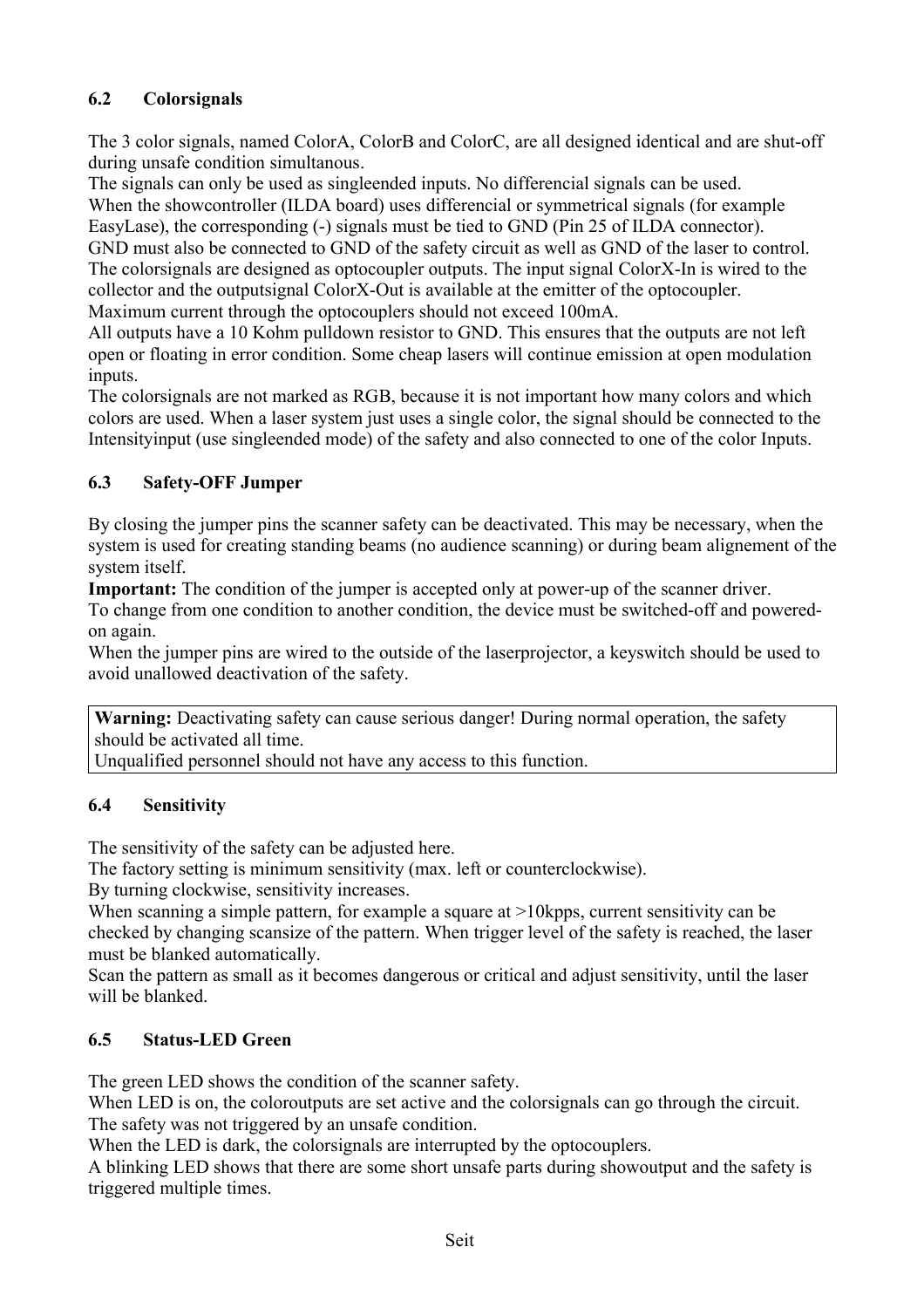### 6.2 Colorsignals

The 3 color signals, named ColorA, ColorB and ColorC, are all designed identical and are shut-off during unsafe condition simultanous.
The signals can only be used as singleended inputs. No differencial signals can be used.
When the showcontroller (ILDA board) uses differencial or symmetrical signals (for example EasyLase), the corresponding (-) signals must be tied to GND (Pin 25 of ILDA connector).
GND must also be connected to GND of the safety circuit as well as GND of the laser to control.
The colorsignals are designed as optocoupler outputs. The input signal ColorX-In is wired to the collector and the outputsignal ColorX-Out is available at the emitter of the optocoupler.
Maximum current through the optocouplers should not exceed 100mA.
All outputs have a 10 Kohm pulldown resistor to GND. This ensures that the outputs are not left open or floating in error condition. Some cheap lasers will continue emission at open modulation inputs.
The colorsignals are not marked as RGB, because it is not important how many colors and which colors are used. When a laser system just uses a single color, the signal should be connected to the Intensityinput (use singleended mode) of the safety and also connected to one of the color Inputs.

### 6.3 Safety-OFF Jumper

By closing the jumper pins the scanner safety can be deactivated. This may be necessary, when the system is used for creating standing beams (no audience scanning) or during beam alignement of the system itself.
**Important:** The condition of the jumper is accepted only at power-up of the scanner driver.
To change from one condition to another condition, the device must be switched-off and powered-on again.
When the jumper pins are wired to the outside of the laserprojector, a keyswitch should be used to avoid unallowed deactivation of the safety.

> **Warning:** Deactivating safety can cause serious danger! During normal operation, the safety should be activated all time.
> Unqualified personnel should not have any access to this function.

### 6.4 Sensitivity

The sensitivity of the safety can be adjusted here.
The factory setting is minimum sensitivity (max. left or counterclockwise).
By turning clockwise, sensitivity increases.
When scanning a simple pattern, for example a square at >10kpps, current sensitivity can be checked by changing scansize of the pattern. When trigger level of the safety is reached, the laser must be blanked automatically.
Scan the pattern as small as it becomes dangerous or critical and adjust sensitivity, until the laser will be blanked.

### 6.5 Status-LED Green

The green LED shows the condition of the scanner safety.
When LED is on, the coloroutputs are set active and the colorsignals can go through the circuit. The safety was not triggered by an unsafe condition.
When the LED is dark, the colorsignals are interrupted by the optocouplers.
A blinking LED shows that there are some short unsafe parts during showoutput and the safety is triggered multiple times.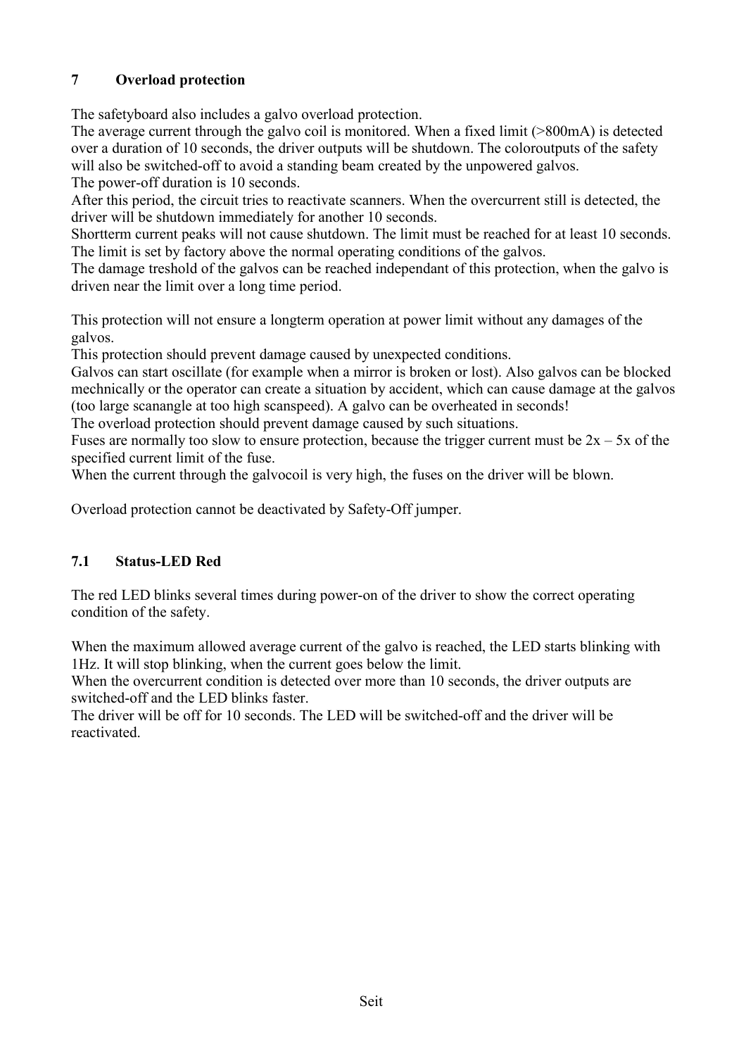## 7 Overload protection

The safetyboard also includes a galvo overload protection.
The average current through the galvo coil is monitored. When a fixed limit (>800mA) is detected over a duration of 10 seconds, the driver outputs will be shutdown. The coloroutputs of the safety will also be switched-off to avoid a standing beam created by the unpowered galvos.
The power-off duration is 10 seconds.
After this period, the circuit tries to reactivate scanners. When the overcurrent still is detected, the driver will be shutdown immediately for another 10 seconds.
Shortterm current peaks will not cause shutdown. The limit must be reached for at least 10 seconds.
The limit is set by factory above the normal operating conditions of the galvos.
The damage treshold of the galvos can be reached independant of this protection, when the galvo is driven near the limit over a long time period.

This protection will not ensure a longterm operation at power limit without any damages of the galvos.
This protection should prevent damage caused by unexpected conditions.
Galvos can start oscillate (for example when a mirror is broken or lost). Also galvos can be blocked mechnically or the operator can create a situation by accident, which can cause damage at the galvos (too large scanangle at too high scanspeed). A galvo can be overheated in seconds!
The overload protection should prevent damage caused by such situations.
Fuses are normally too slow to ensure protection, because the trigger current must be 2x – 5x of the specified current limit of the fuse.
When the current through the galvocoil is very high, the fuses on the driver will be blown.

Overload protection cannot be deactivated by Safety-Off jumper.

### 7.1 Status-LED Red

The red LED blinks several times during power-on of the driver to show the correct operating condition of the safety.

When the maximum allowed average current of the galvo is reached, the LED starts blinking with 1Hz. It will stop blinking, when the current goes below the limit.
When the overcurrent condition is detected over more than 10 seconds, the driver outputs are switched-off and the LED blinks faster.
The driver will be off for 10 seconds. The LED will be switched-off and the driver will be reactivated.